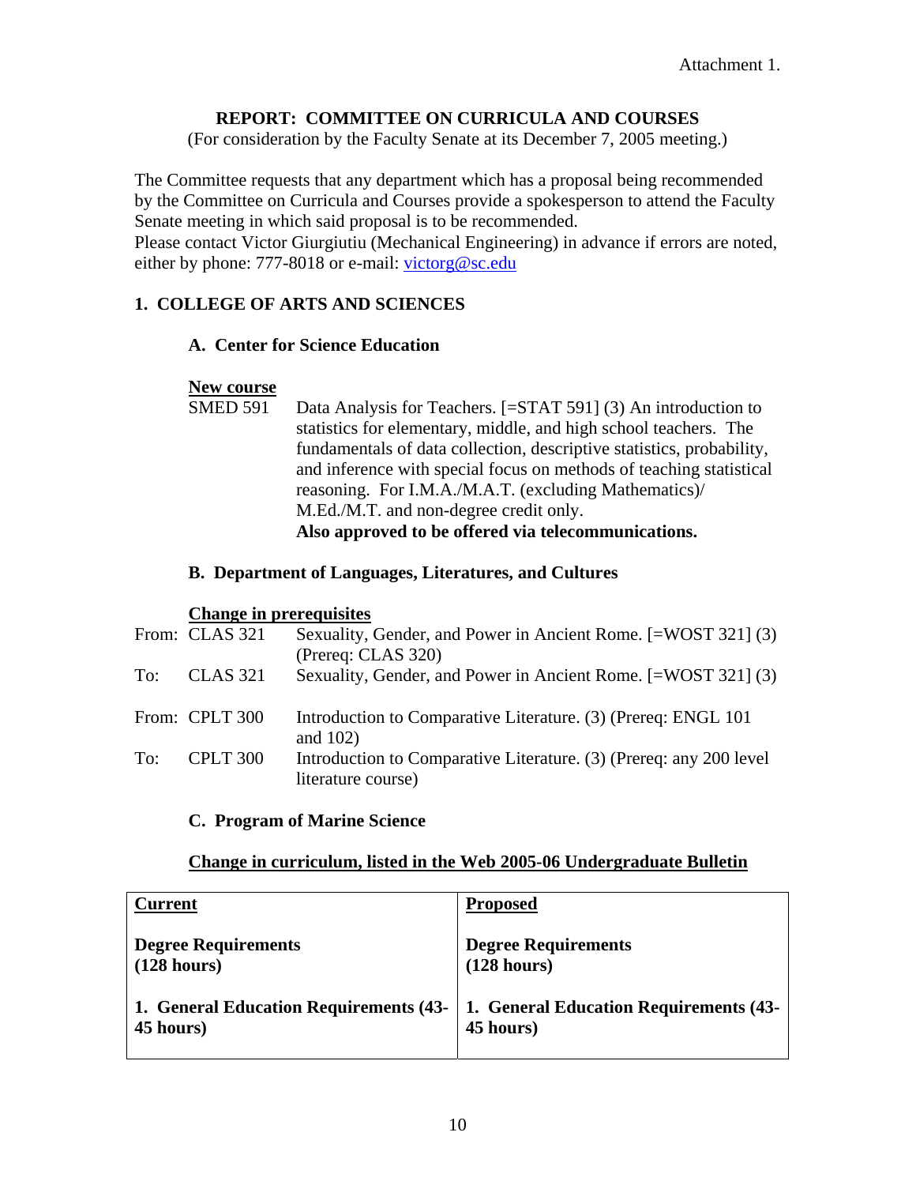Attachment 1.

# REPORT: COMMITTEE ON CURRICULA AND COURSES

(For consideration by the Faculty Senate at its December 7, 2005 meeting.)

The Committee requests that any department which has a proposal being recommended by the Committee on Curricula and Courses provide a spokesperson to attend the Faculty Senate meeting in which said proposal is to be recommended.
Please contact Victor Giurgiutiu (Mechanical Engineering) in advance if errors are noted, either by phone: 777-8018 or e-mail: victorg@sc.edu

## 1. COLLEGE OF ARTS AND SCIENCES

### A. Center for Science Education

**New course**

SMED 591 Data Analysis for Teachers. [=STAT 591] (3) An introduction to statistics for elementary, middle, and high school teachers. The fundamentals of data collection, descriptive statistics, probability, and inference with special focus on methods of teaching statistical reasoning. For I.M.A./M.A.T. (excluding Mathematics)/ M.Ed./M.T. and non-degree credit only.
**Also approved to be offered via telecommunications.**

### B. Department of Languages, Literatures, and Cultures

**Change in prerequisites**

From: CLAS 321 Sexuality, Gender, and Power in Ancient Rome. [=WOST 321] (3) (Prereq: CLAS 320)
To: CLAS 321 Sexuality, Gender, and Power in Ancient Rome. [=WOST 321] (3)

From: CPLT 300 Introduction to Comparative Literature. (3) (Prereq: ENGL 101 and 102)
To: CPLT 300 Introduction to Comparative Literature. (3) (Prereq: any 200 level literature course)

### C. Program of Marine Science

**Change in curriculum, listed in the Web 2005-06 Undergraduate Bulletin**

| Current | Proposed |
|---|---|
| **Degree Requirements (128 hours)** | **Degree Requirements (128 hours)** |
| **1. General Education Requirements (43-45 hours)** | **1. General Education Requirements (43-45 hours)** |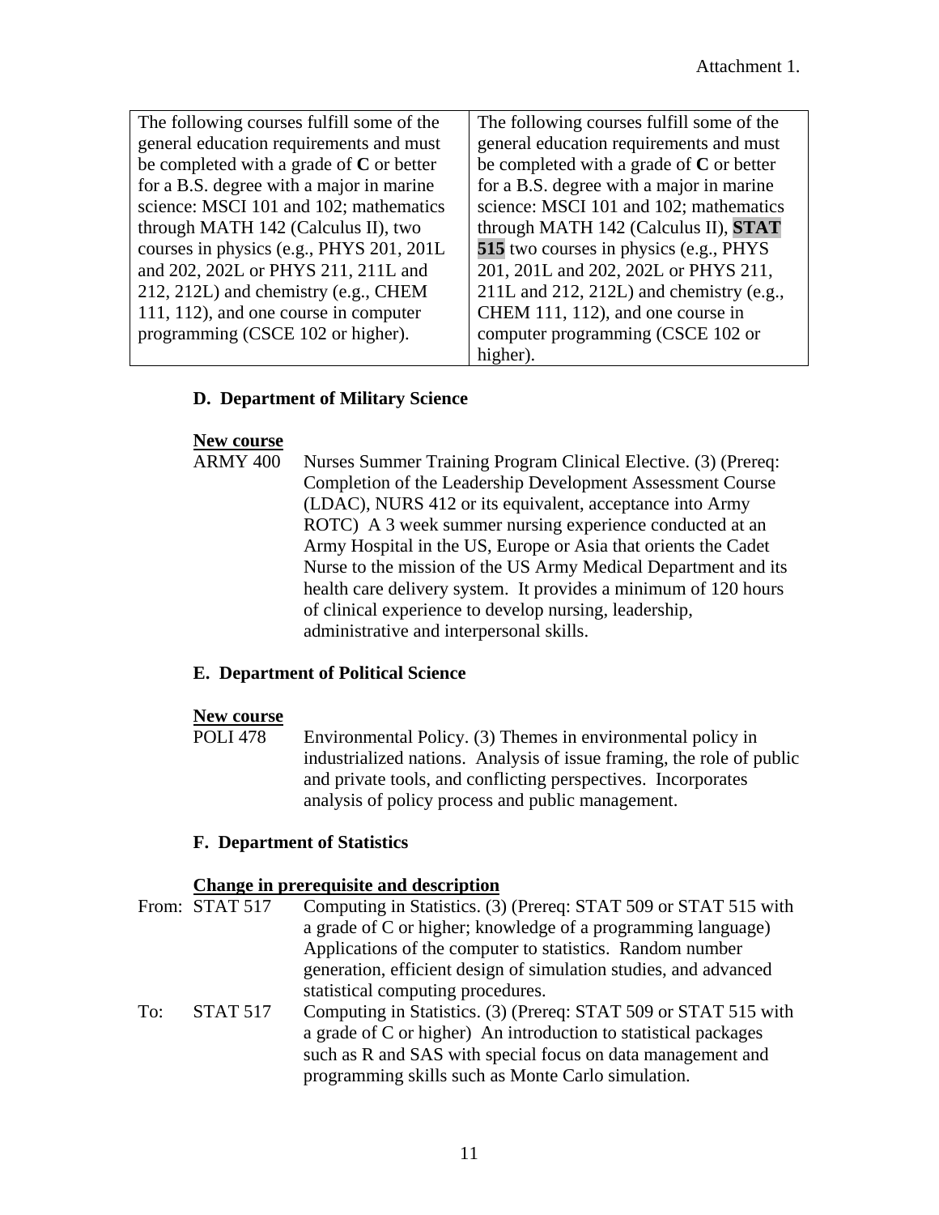Attachment 1.

| The following courses fulfill some of the general education requirements and must be completed with a grade of **C** or better for a B.S. degree with a major in marine science: MSCI 101 and 102; mathematics through MATH 142 (Calculus II), two courses in physics (e.g., PHYS 201, 201L and 202, 202L or PHYS 211, 211L and 212, 212L) and chemistry (e.g., CHEM 111, 112), and one course in computer programming (CSCE 102 or higher). | The following courses fulfill some of the general education requirements and must be completed with a grade of **C** or better for a B.S. degree with a major in marine science: MSCI 101 and 102; mathematics through MATH 142 (Calculus II), **STAT 515** two courses in physics (e.g., PHYS 201, 201L and 202, 202L or PHYS 211, 211L and 212, 212L) and chemistry (e.g., CHEM 111, 112), and one course in computer programming (CSCE 102 or higher). |
|---|---|

### D. Department of Military Science

**New course**

ARMY 400 Nurses Summer Training Program Clinical Elective. (3) (Prereq: Completion of the Leadership Development Assessment Course (LDAC), NURS 412 or its equivalent, acceptance into Army ROTC) A 3 week summer nursing experience conducted at an Army Hospital in the US, Europe or Asia that orients the Cadet Nurse to the mission of the US Army Medical Department and its health care delivery system. It provides a minimum of 120 hours of clinical experience to develop nursing, leadership, administrative and interpersonal skills.

### E. Department of Political Science

**New course**

POLI 478 Environmental Policy. (3) Themes in environmental policy in industrialized nations. Analysis of issue framing, the role of public and private tools, and conflicting perspectives. Incorporates analysis of policy process and public management.

### F. Department of Statistics

**Change in prerequisite and description**

From: STAT 517 Computing in Statistics. (3) (Prereq: STAT 509 or STAT 515 with a grade of C or higher; knowledge of a programming language) Applications of the computer to statistics. Random number generation, efficient design of simulation studies, and advanced statistical computing procedures.

To: STAT 517 Computing in Statistics. (3) (Prereq: STAT 509 or STAT 515 with a grade of C or higher) An introduction to statistical packages such as R and SAS with special focus on data management and programming skills such as Monte Carlo simulation.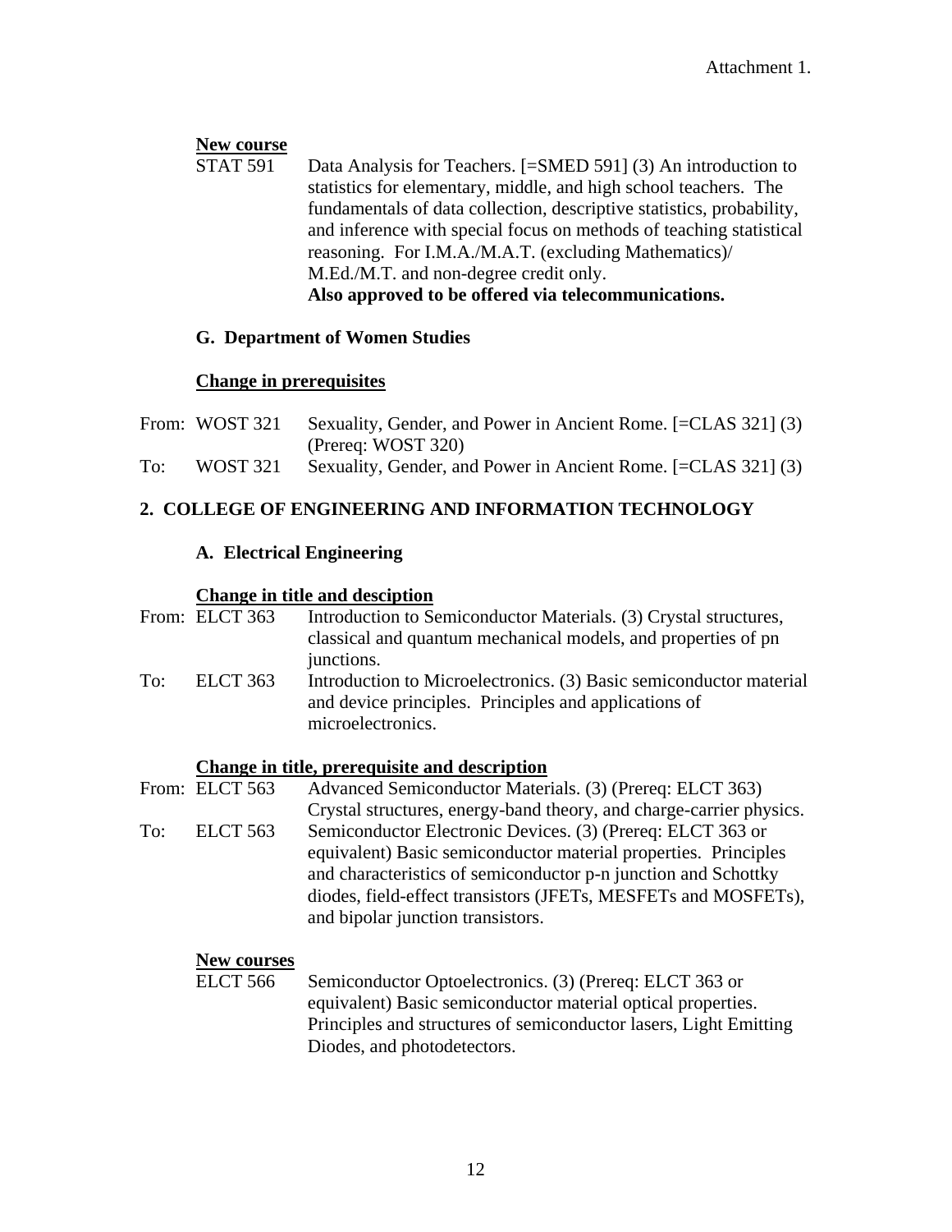Attachment 1.

**New course**

STAT 591 Data Analysis for Teachers. [=SMED 591] (3) An introduction to statistics for elementary, middle, and high school teachers. The fundamentals of data collection, descriptive statistics, probability, and inference with special focus on methods of teaching statistical reasoning. For I.M.A./M.A.T. (excluding Mathematics)/ M.Ed./M.T. and non-degree credit only.
**Also approved to be offered via telecommunications.**

### G. Department of Women Studies

**Change in prerequisites**

From: WOST 321 Sexuality, Gender, and Power in Ancient Rome. [=CLAS 321] (3) (Prereq: WOST 320)
To: WOST 321 Sexuality, Gender, and Power in Ancient Rome. [=CLAS 321] (3)

## 2. COLLEGE OF ENGINEERING AND INFORMATION TECHNOLOGY

### A. Electrical Engineering

**Change in title and desciption**

From: ELCT 363 Introduction to Semiconductor Materials. (3) Crystal structures, classical and quantum mechanical models, and properties of pn junctions.
To: ELCT 363 Introduction to Microelectronics. (3) Basic semiconductor material and device principles. Principles and applications of microelectronics.

**Change in title, prerequisite and description**

From: ELCT 563 Advanced Semiconductor Materials. (3) (Prereq: ELCT 363) Crystal structures, energy-band theory, and charge-carrier physics.
To: ELCT 563 Semiconductor Electronic Devices. (3) (Prereq: ELCT 363 or equivalent) Basic semiconductor material properties. Principles and characteristics of semiconductor p-n junction and Schottky diodes, field-effect transistors (JFETs, MESFETs and MOSFETs), and bipolar junction transistors.

**New courses**

ELCT 566 Semiconductor Optoelectronics. (3) (Prereq: ELCT 363 or equivalent) Basic semiconductor material optical properties. Principles and structures of semiconductor lasers, Light Emitting Diodes, and photodetectors.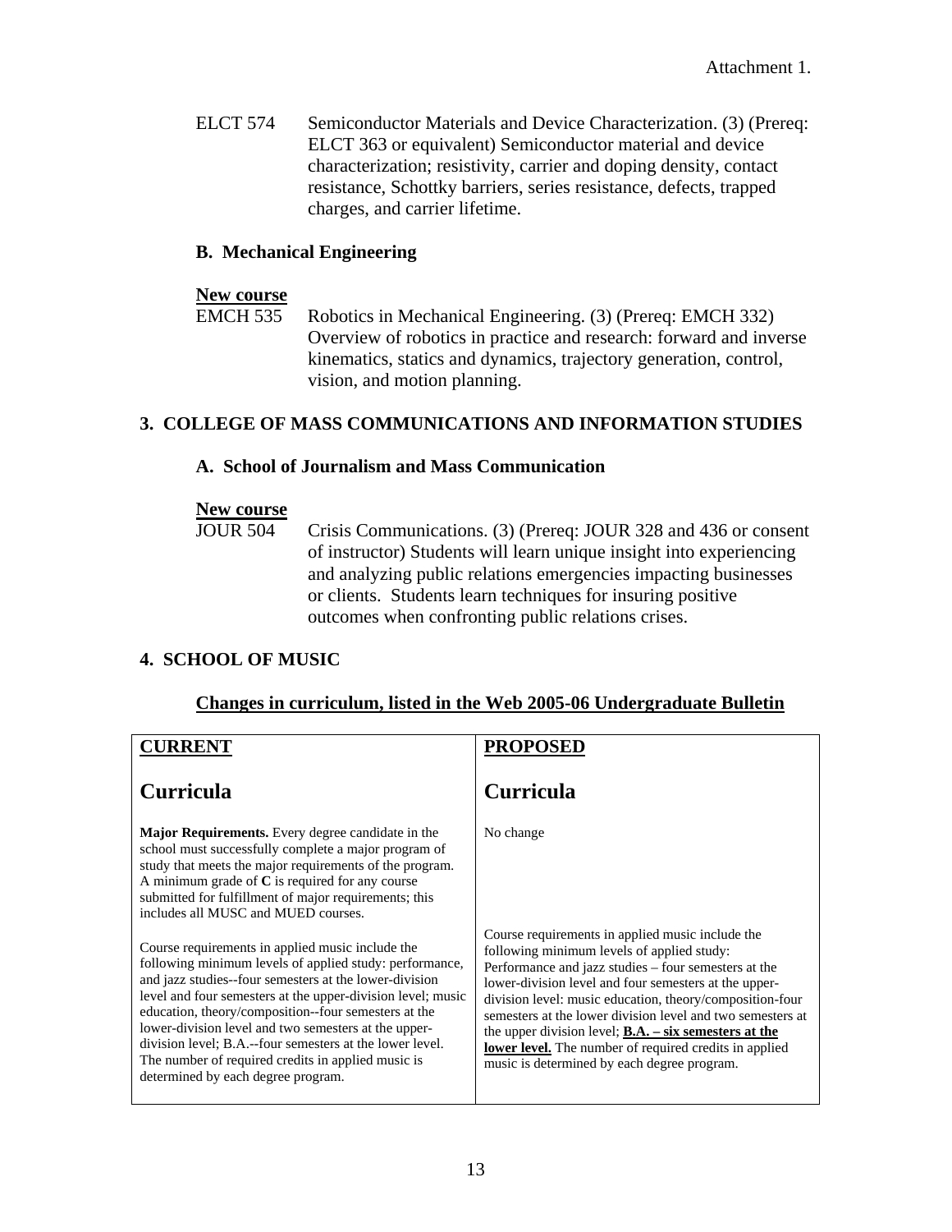Attachment 1.

ELCT 574 Semiconductor Materials and Device Characterization. (3) (Prereq: ELCT 363 or equivalent) Semiconductor material and device characterization; resistivity, carrier and doping density, contact resistance, Schottky barriers, series resistance, defects, trapped charges, and carrier lifetime.

### B. Mechanical Engineering

**New course**

EMCH 535 Robotics in Mechanical Engineering. (3) (Prereq: EMCH 332) Overview of robotics in practice and research: forward and inverse kinematics, statics and dynamics, trajectory generation, control, vision, and motion planning.

## 3. COLLEGE OF MASS COMMUNICATIONS AND INFORMATION STUDIES

### A. School of Journalism and Mass Communication

**New course**

JOUR 504 Crisis Communications. (3) (Prereq: JOUR 328 and 436 or consent of instructor) Students will learn unique insight into experiencing and analyzing public relations emergencies impacting businesses or clients. Students learn techniques for insuring positive outcomes when confronting public relations crises.

## 4. SCHOOL OF MUSIC

**Changes in curriculum, listed in the Web 2005-06 Undergraduate Bulletin**

| CURRENT | PROPOSED |
|---|---|
| **Curricula** | **Curricula** |
| **Major Requirements.** Every degree candidate in the school must successfully complete a major program of study that meets the major requirements of the program. A minimum grade of **C** is required for any course submitted for fulfillment of major requirements; this includes all MUSC and MUED courses. | No change |
| Course requirements in applied music include the following minimum levels of applied study: performance, and jazz studies--four semesters at the lower-division level and four semesters at the upper-division level; music education, theory/composition--four semesters at the lower-division level and two semesters at the upper-division level; B.A.--four semesters at the lower level. The number of required credits in applied music is determined by each degree program. | Course requirements in applied music include the following minimum levels of applied study: Performance and jazz studies – four semesters at the lower-division level and four semesters at the upper-division level: music education, theory/composition-four semesters at the lower division level and two semesters at the upper division level; **B.A. – six semesters at the lower level.** The number of required credits in applied music is determined by each degree program. |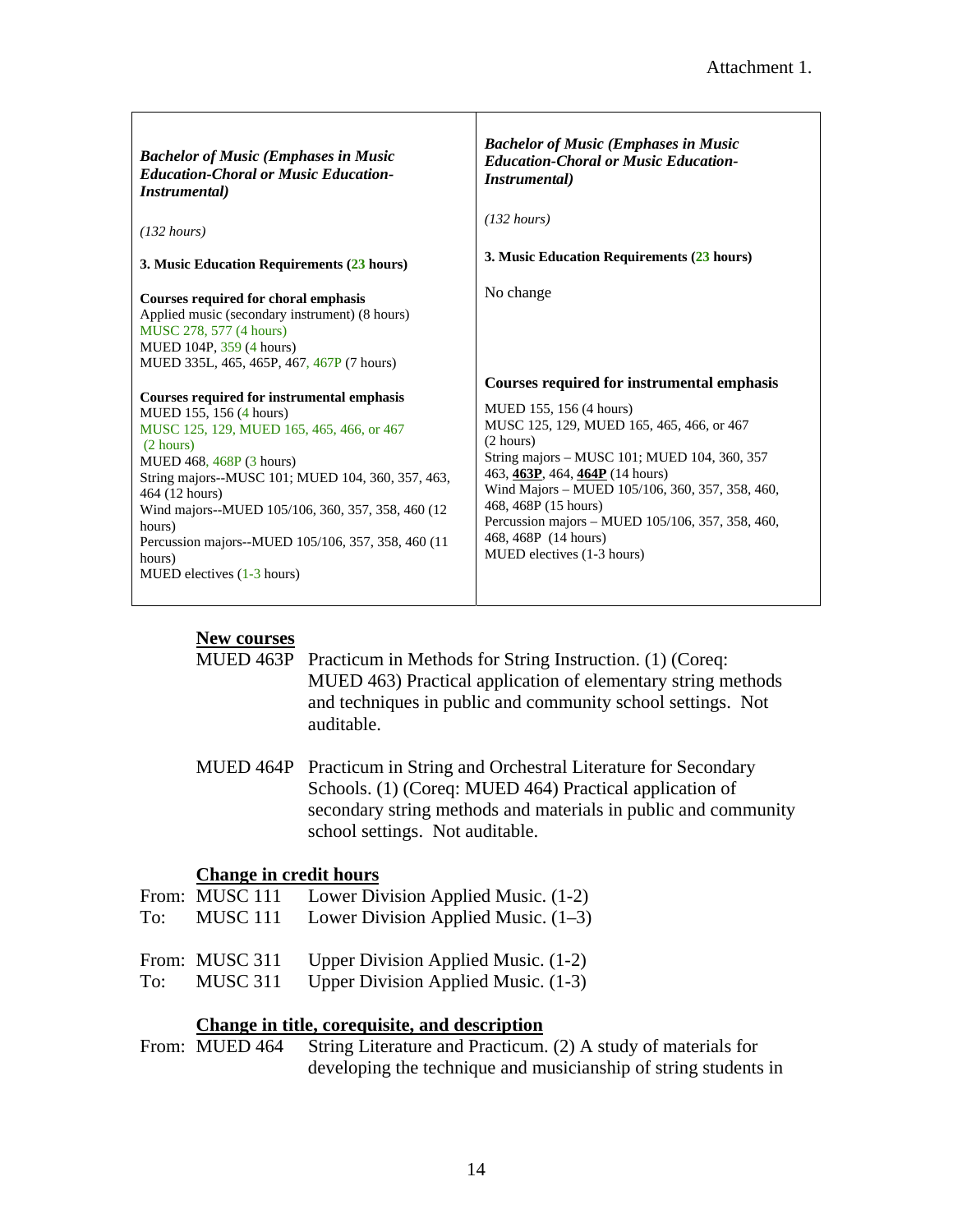Attachment 1.

| *Bachelor of Music (Emphases in Music Education-Choral or Music Education-Instrumental)* | *Bachelor of Music (Emphases in Music Education-Choral or Music Education-Instrumental)* |
|---|---|
| *(132 hours)* | *(132 hours)* |
| **3. Music Education Requirements (23 hours)** | **3. Music Education Requirements (23 hours)** |
| **Courses required for choral emphasis**<br>Applied music (secondary instrument) (8 hours)<br>MUSC 278, 577 (4 hours)<br>MUED 104P, 359 (4 hours)<br>MUED 335L, 465, 465P, 467, 467P (7 hours) | No change |
| **Courses required for instrumental emphasis**<br>MUED 155, 156 (4 hours)<br>MUSC 125, 129, MUED 165, 465, 466, or 467 (2 hours)<br>MUED 468, 468P (3 hours)<br>String majors--MUSC 101; MUED 104, 360, 357, 463, 464 (12 hours)<br>Wind majors--MUED 105/106, 360, 357, 358, 460 (12 hours)<br>Percussion majors--MUED 105/106, 357, 358, 460 (11 hours)<br>MUED electives (1-3 hours) | **Courses required for instrumental emphasis**<br>MUED 155, 156 (4 hours)<br>MUSC 125, 129, MUED 165, 465, 466, or 467 (2 hours)<br>String majors – MUSC 101; MUED 104, 360, 357 463, **463P**, 464, **464P** (14 hours)<br>Wind Majors – MUED 105/106, 360, 357, 358, 460, 468, 468P (15 hours)<br>Percussion majors – MUED 105/106, 357, 358, 460, 468, 468P (14 hours)<br>MUED electives (1-3 hours) |

**New courses**

MUED 463P Practicum in Methods for String Instruction. (1) (Coreq: MUED 463) Practical application of elementary string methods and techniques in public and community school settings. Not auditable.

MUED 464P Practicum in String and Orchestral Literature for Secondary Schools. (1) (Coreq: MUED 464) Practical application of secondary string methods and materials in public and community school settings. Not auditable.

**Change in credit hours**

From: MUSC 111 Lower Division Applied Music. (1-2)
To: MUSC 111 Lower Division Applied Music. (1–3)

From: MUSC 311 Upper Division Applied Music. (1-2)
To: MUSC 311 Upper Division Applied Music. (1-3)

**Change in title, corequisite, and description**

From: MUED 464 String Literature and Practicum. (2) A study of materials for developing the technique and musicianship of string students in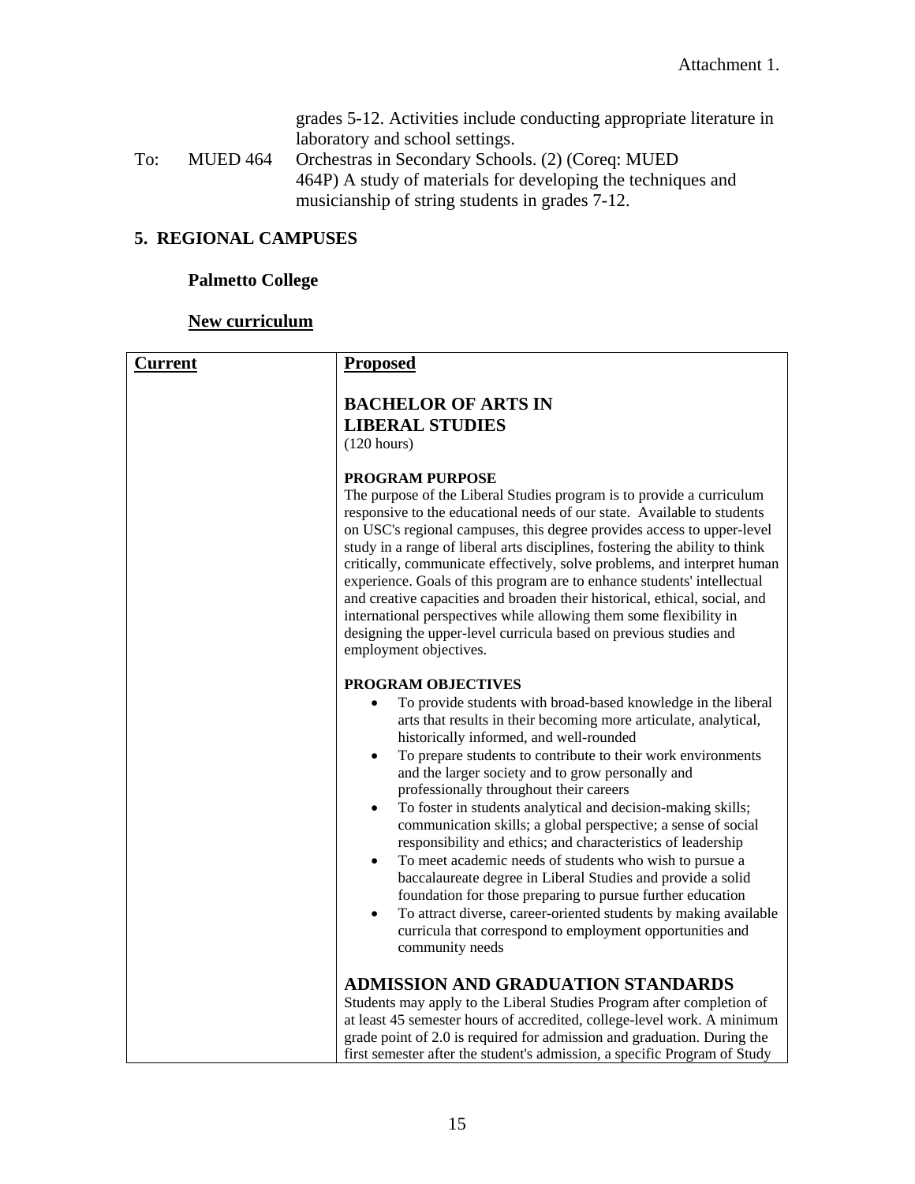grades 5-12. Activities include conducting appropriate literature in laboratory and school settings.

To: MUED 464 Orchestras in Secondary Schools. (2) (Coreq: MUED 464P) A study of materials for developing the techniques and musicianship of string students in grades 7-12.

## 5. REGIONAL CAMPUSES

### Palmetto College

**New curriculum**

| Current | Proposed |
|---|---|
| | **BACHELOR OF ARTS IN LIBERAL STUDIES**<br>(120 hours)<br><br>**PROGRAM PURPOSE**<br>The purpose of the Liberal Studies program is to provide a curriculum responsive to the educational needs of our state. Available to students on USC's regional campuses, this degree provides access to upper-level study in a range of liberal arts disciplines, fostering the ability to think critically, communicate effectively, solve problems, and interpret human experience. Goals of this program are to enhance students' intellectual and creative capacities and broaden their historical, ethical, social, and international perspectives while allowing them some flexibility in designing the upper-level curricula based on previous studies and employment objectives.<br><br>**PROGRAM OBJECTIVES**<br>• To provide students with broad-based knowledge in the liberal arts that results in their becoming more articulate, analytical, historically informed, and well-rounded<br>• To prepare students to contribute to their work environments and the larger society and to grow personally and professionally throughout their careers<br>• To foster in students analytical and decision-making skills; communication skills; a global perspective; a sense of social responsibility and ethics; and characteristics of leadership<br>• To meet academic needs of students who wish to pursue a baccalaureate degree in Liberal Studies and provide a solid foundation for those preparing to pursue further education<br>• To attract diverse, career-oriented students by making available curricula that correspond to employment opportunities and community needs<br><br>**ADMISSION AND GRADUATION STANDARDS**<br>Students may apply to the Liberal Studies Program after completion of at least 45 semester hours of accredited, college-level work. A minimum grade point of 2.0 is required for admission and graduation. During the first semester after the student's admission, a specific Program of Study |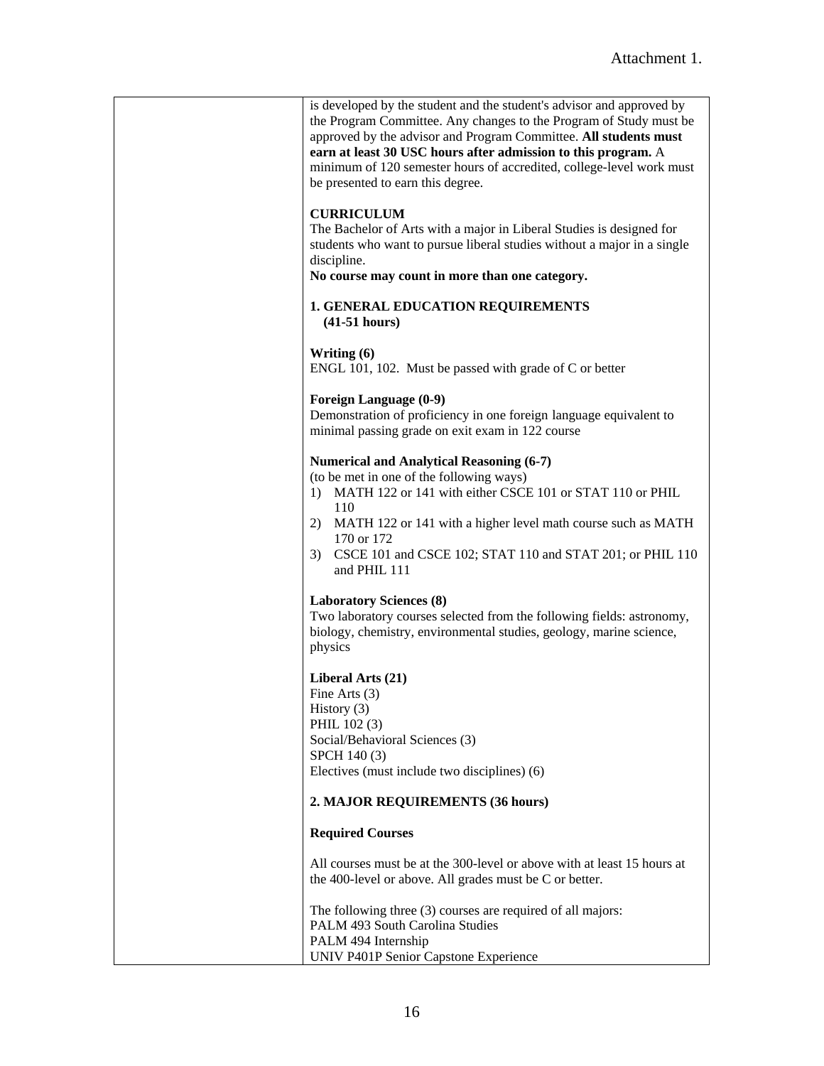is developed by the student and the student's advisor and approved by the Program Committee. Any changes to the Program of Study must be approved by the advisor and Program Committee. **All students must earn at least 30 USC hours after admission to this program.** A minimum of 120 semester hours of accredited, college-level work must be presented to earn this degree.

**CURRICULUM**

The Bachelor of Arts with a major in Liberal Studies is designed for students who want to pursue liberal studies without a major in a single discipline.

**No course may count in more than one category.**

**1. GENERAL EDUCATION REQUIREMENTS (41-51 hours)**

**Writing (6)**

ENGL 101, 102. Must be passed with grade of C or better

**Foreign Language (0-9)**

Demonstration of proficiency in one foreign language equivalent to minimal passing grade on exit exam in 122 course

**Numerical and Analytical Reasoning (6-7)**

(to be met in one of the following ways)

1) MATH 122 or 141 with either CSCE 101 or STAT 110 or PHIL 110
2) MATH 122 or 141 with a higher level math course such as MATH 170 or 172
3) CSCE 101 and CSCE 102; STAT 110 and STAT 201; or PHIL 110 and PHIL 111

**Laboratory Sciences (8)**

Two laboratory courses selected from the following fields: astronomy, biology, chemistry, environmental studies, geology, marine science, physics

**Liberal Arts (21)**

Fine Arts (3)
History (3)
PHIL 102 (3)
Social/Behavioral Sciences (3)
SPCH 140 (3)
Electives (must include two disciplines) (6)

**2. MAJOR REQUIREMENTS (36 hours)**

**Required Courses**

All courses must be at the 300-level or above with at least 15 hours at the 400-level or above. All grades must be C or better.

The following three (3) courses are required of all majors:

PALM 493 South Carolina Studies
PALM 494 Internship
UNIV P401P Senior Capstone Experience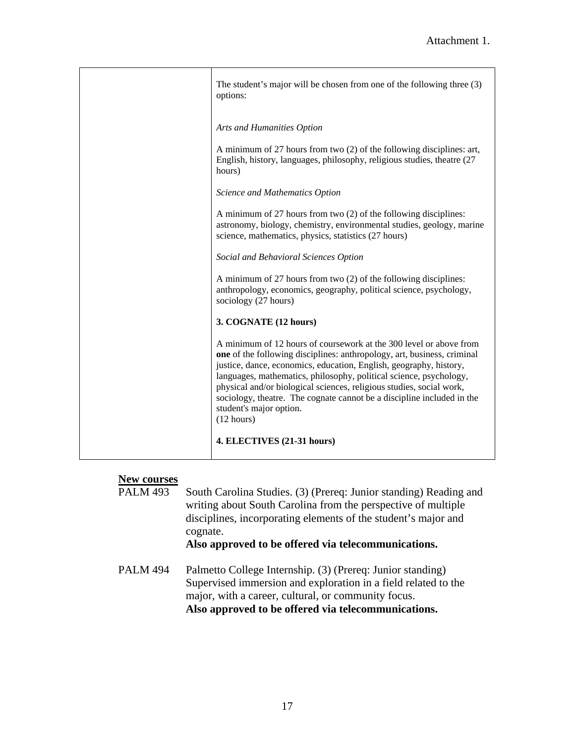Attachment 1.

| | |
|---|---|
| | The student's major will be chosen from one of the following three (3) options:<br><br>*Arts and Humanities Option*<br><br>A minimum of 27 hours from two (2) of the following disciplines: art, English, history, languages, philosophy, religious studies, theatre (27 hours)<br><br>*Science and Mathematics Option*<br><br>A minimum of 27 hours from two (2) of the following disciplines: astronomy, biology, chemistry, environmental studies, geology, marine science, mathematics, physics, statistics (27 hours)<br><br>*Social and Behavioral Sciences Option*<br><br>A minimum of 27 hours from two (2) of the following disciplines: anthropology, economics, geography, political science, psychology, sociology (27 hours)<br><br>**3. COGNATE (12 hours)**<br><br>A minimum of 12 hours of coursework at the 300 level or above from **one** of the following disciplines: anthropology, art, business, criminal justice, dance, economics, education, English, geography, history, languages, mathematics, philosophy, political science, psychology, physical and/or biological sciences, religious studies, social work, sociology, theatre. The cognate cannot be a discipline included in the student's major option.<br>(12 hours)<br><br>**4. ELECTIVES (21-31 hours)** |

**New courses**

PALM 493 South Carolina Studies. (3) (Prereq: Junior standing) Reading and writing about South Carolina from the perspective of multiple disciplines, incorporating elements of the student's major and cognate.
**Also approved to be offered via telecommunications.**

PALM 494 Palmetto College Internship. (3) (Prereq: Junior standing) Supervised immersion and exploration in a field related to the major, with a career, cultural, or community focus.
**Also approved to be offered via telecommunications.**